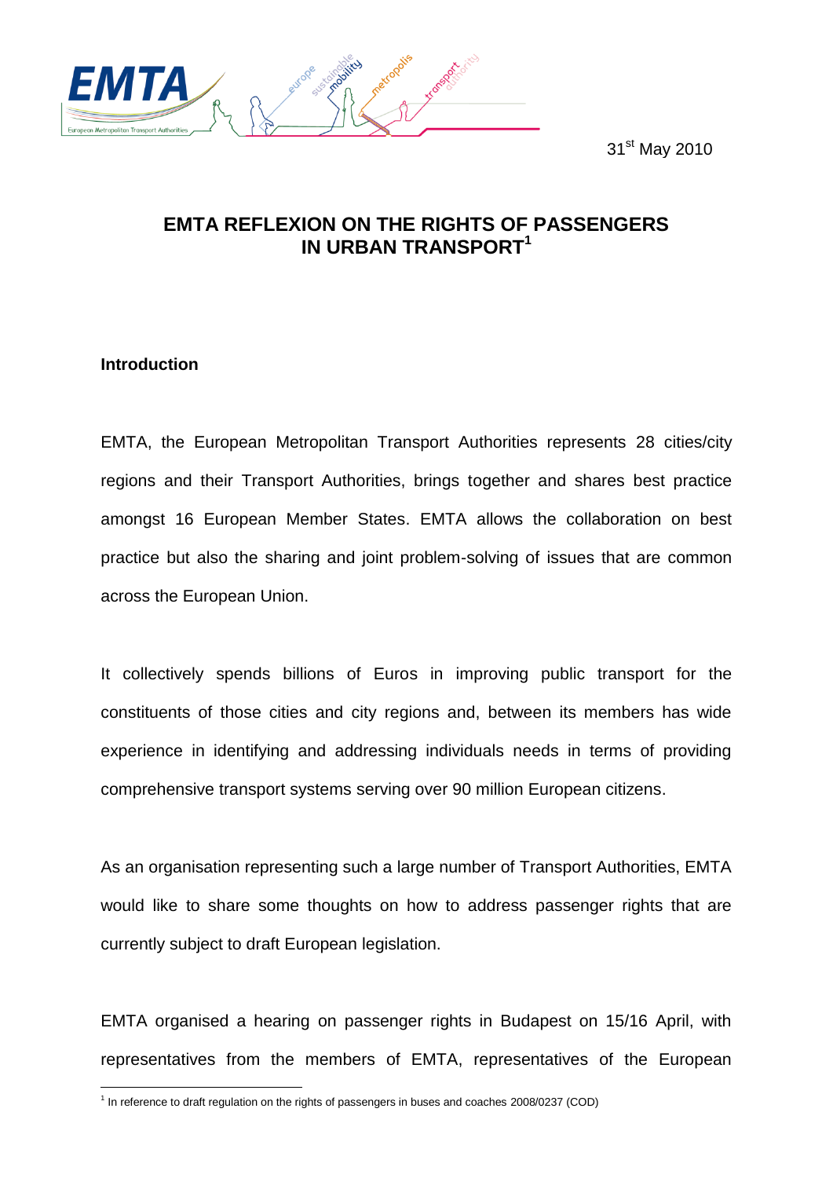31st May 2010

# EMTA REFLEXION ON THE RIGHTS OF PASSENGERS IN URBAN TRANSPORT[1]

## Introduction

EMTA, the European Metropolitan Transport Authorities represents 28 cities/city regions and their Transport Authorities, brings together and shares best practice amongst 16 European Member States. EMTA allows the collaboration on best practice but also the sharing and joint problem-solving of issues that are common across the European Union.

It collectively spends billions of Euros in improving public transport for the constituents of those cities and city regions and, between its members has wide experience in identifying and addressing individuals needs in terms of providing comprehensive transport systems serving over 90 million European citizens.

As an organisation representing such a large number of Transport Authorities, EMTA would like to share some thoughts on how to address passenger rights that are currently subject to draft European legislation.

EMTA organised a hearing on passenger rights in Budapest on 15/16 April, with representatives from the members of EMTA, representatives of the European

[1] In reference to draft regulation on the rights of passengers in buses and coaches 2008/0237 (COD)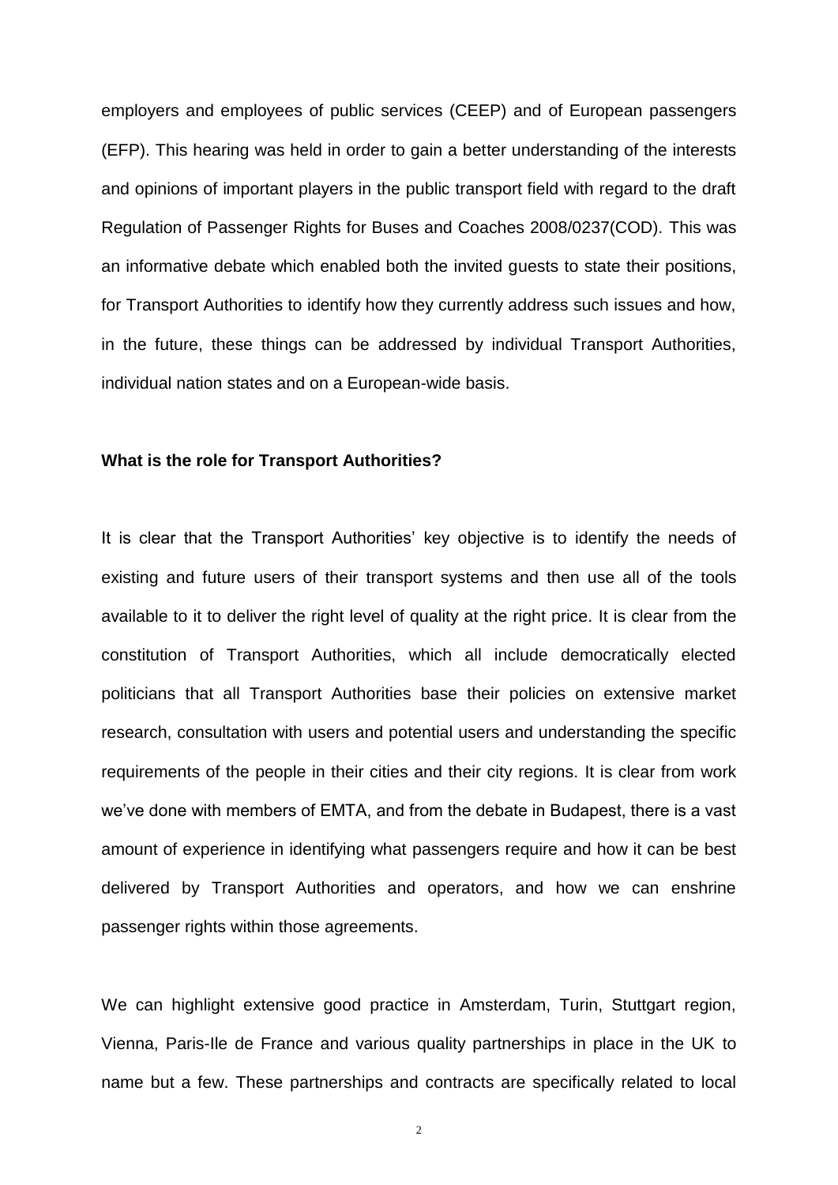employers and employees of public services (CEEP) and of European passengers (EFP). This hearing was held in order to gain a better understanding of the interests and opinions of important players in the public transport field with regard to the draft Regulation of Passenger Rights for Buses and Coaches 2008/0237(COD). This was an informative debate which enabled both the invited guests to state their positions, for Transport Authorities to identify how they currently address such issues and how, in the future, these things can be addressed by individual Transport Authorities, individual nation states and on a European-wide basis.

**What is the role for Transport Authorities?**

It is clear that the Transport Authorities' key objective is to identify the needs of existing and future users of their transport systems and then use all of the tools available to it to deliver the right level of quality at the right price. It is clear from the constitution of Transport Authorities, which all include democratically elected politicians that all Transport Authorities base their policies on extensive market research, consultation with users and potential users and understanding the specific requirements of the people in their cities and their city regions. It is clear from work we've done with members of EMTA, and from the debate in Budapest, there is a vast amount of experience in identifying what passengers require and how it can be best delivered by Transport Authorities and operators, and how we can enshrine passenger rights within those agreements.

We can highlight extensive good practice in Amsterdam, Turin, Stuttgart region, Vienna, Paris-Ile de France and various quality partnerships in place in the UK to name but a few. These partnerships and contracts are specifically related to local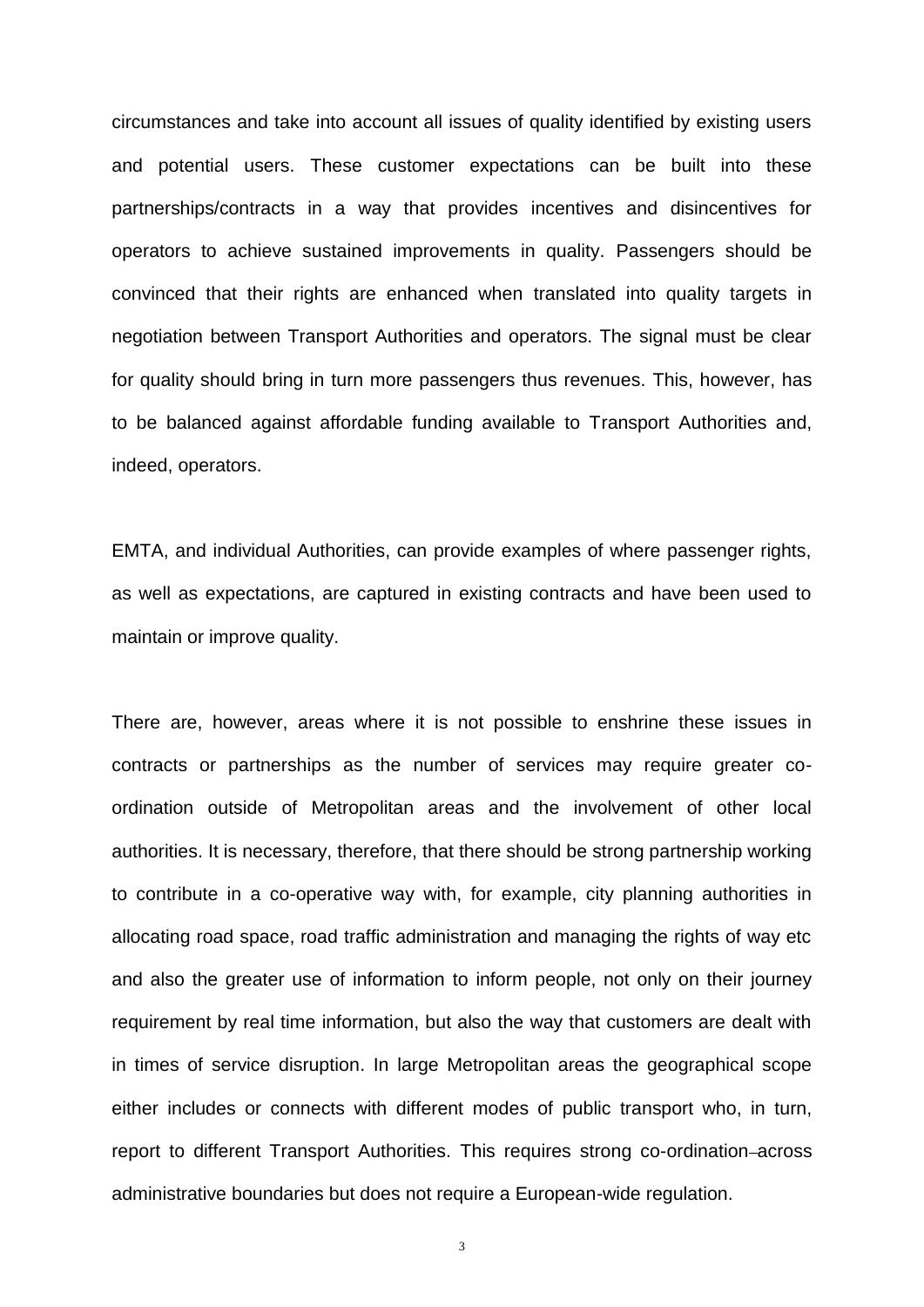circumstances and take into account all issues of quality identified by existing users and potential users. These customer expectations can be built into these partnerships/contracts in a way that provides incentives and disincentives for operators to achieve sustained improvements in quality. Passengers should be convinced that their rights are enhanced when translated into quality targets in negotiation between Transport Authorities and operators. The signal must be clear for quality should bring in turn more passengers thus revenues. This, however, has to be balanced against affordable funding available to Transport Authorities and, indeed, operators.

EMTA, and individual Authorities, can provide examples of where passenger rights, as well as expectations, are captured in existing contracts and have been used to maintain or improve quality.

There are, however, areas where it is not possible to enshrine these issues in contracts or partnerships as the number of services may require greater co-ordination outside of Metropolitan areas and the involvement of other local authorities. It is necessary, therefore, that there should be strong partnership working to contribute in a co-operative way with, for example, city planning authorities in allocating road space, road traffic administration and managing the rights of way etc and also the greater use of information to inform people, not only on their journey requirement by real time information, but also the way that customers are dealt with in times of service disruption. In large Metropolitan areas the geographical scope either includes or connects with different modes of public transport who, in turn, report to different Transport Authorities. This requires strong co-ordination across administrative boundaries but does not require a European-wide regulation.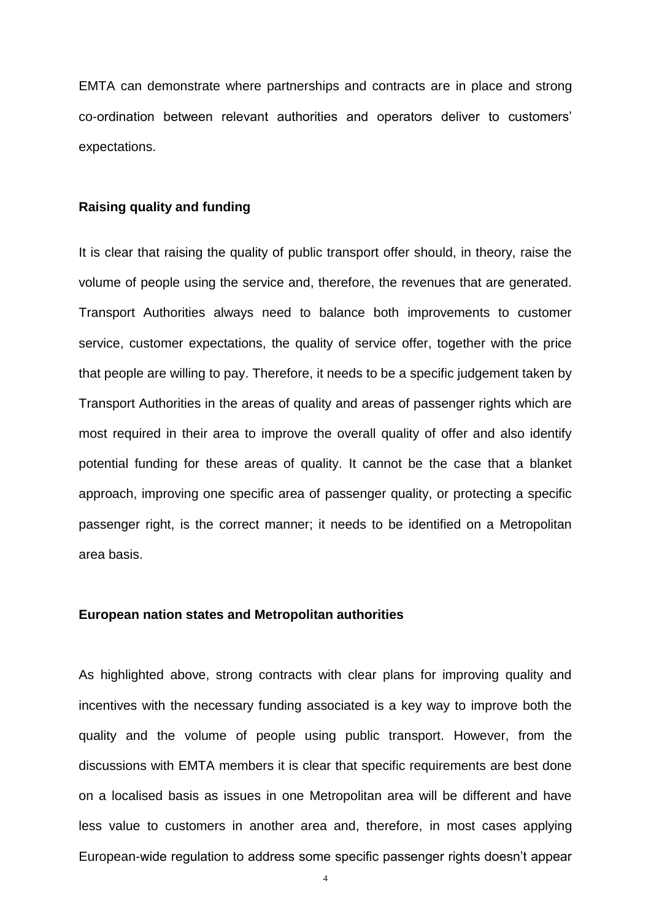EMTA can demonstrate where partnerships and contracts are in place and strong co-ordination between relevant authorities and operators deliver to customers' expectations.

**Raising quality and funding**

It is clear that raising the quality of public transport offer should, in theory, raise the volume of people using the service and, therefore, the revenues that are generated. Transport Authorities always need to balance both improvements to customer service, customer expectations, the quality of service offer, together with the price that people are willing to pay. Therefore, it needs to be a specific judgement taken by Transport Authorities in the areas of quality and areas of passenger rights which are most required in their area to improve the overall quality of offer and also identify potential funding for these areas of quality. It cannot be the case that a blanket approach, improving one specific area of passenger quality, or protecting a specific passenger right, is the correct manner; it needs to be identified on a Metropolitan area basis.

**European nation states and Metropolitan authorities**

As highlighted above, strong contracts with clear plans for improving quality and incentives with the necessary funding associated is a key way to improve both the quality and the volume of people using public transport. However, from the discussions with EMTA members it is clear that specific requirements are best done on a localised basis as issues in one Metropolitan area will be different and have less value to customers in another area and, therefore, in most cases applying European-wide regulation to address some specific passenger rights doesn't appear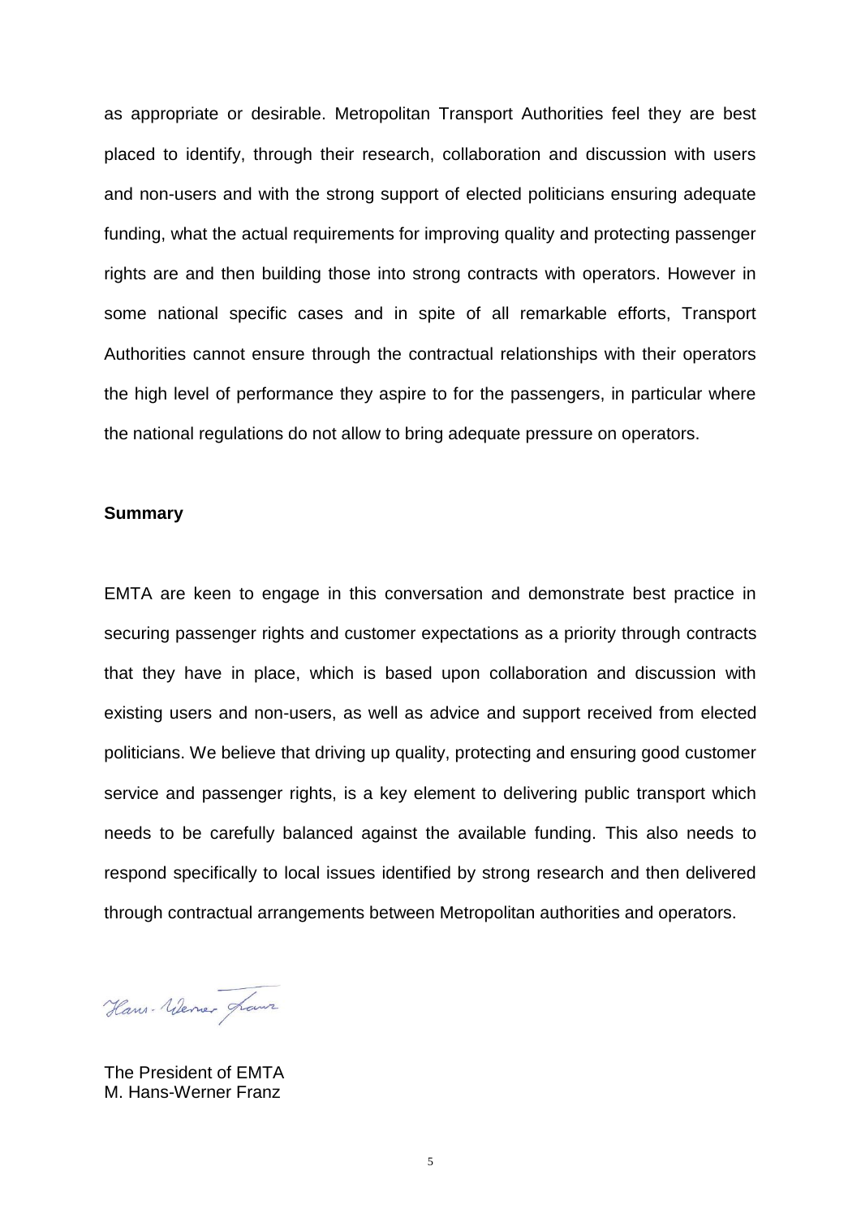as appropriate or desirable. Metropolitan Transport Authorities feel they are best placed to identify, through their research, collaboration and discussion with users and non-users and with the strong support of elected politicians ensuring adequate funding, what the actual requirements for improving quality and protecting passenger rights are and then building those into strong contracts with operators. However in some national specific cases and in spite of all remarkable efforts, Transport Authorities cannot ensure through the contractual relationships with their operators the high level of performance they aspire to for the passengers, in particular where the national regulations do not allow to bring adequate pressure on operators.

**Summary**

EMTA are keen to engage in this conversation and demonstrate best practice in securing passenger rights and customer expectations as a priority through contracts that they have in place, which is based upon collaboration and discussion with existing users and non-users, as well as advice and support received from elected politicians. We believe that driving up quality, protecting and ensuring good customer service and passenger rights, is a key element to delivering public transport which needs to be carefully balanced against the available funding. This also needs to respond specifically to local issues identified by strong research and then delivered through contractual arrangements between Metropolitan authorities and operators.

The President of EMTA
M. Hans-Werner Franz